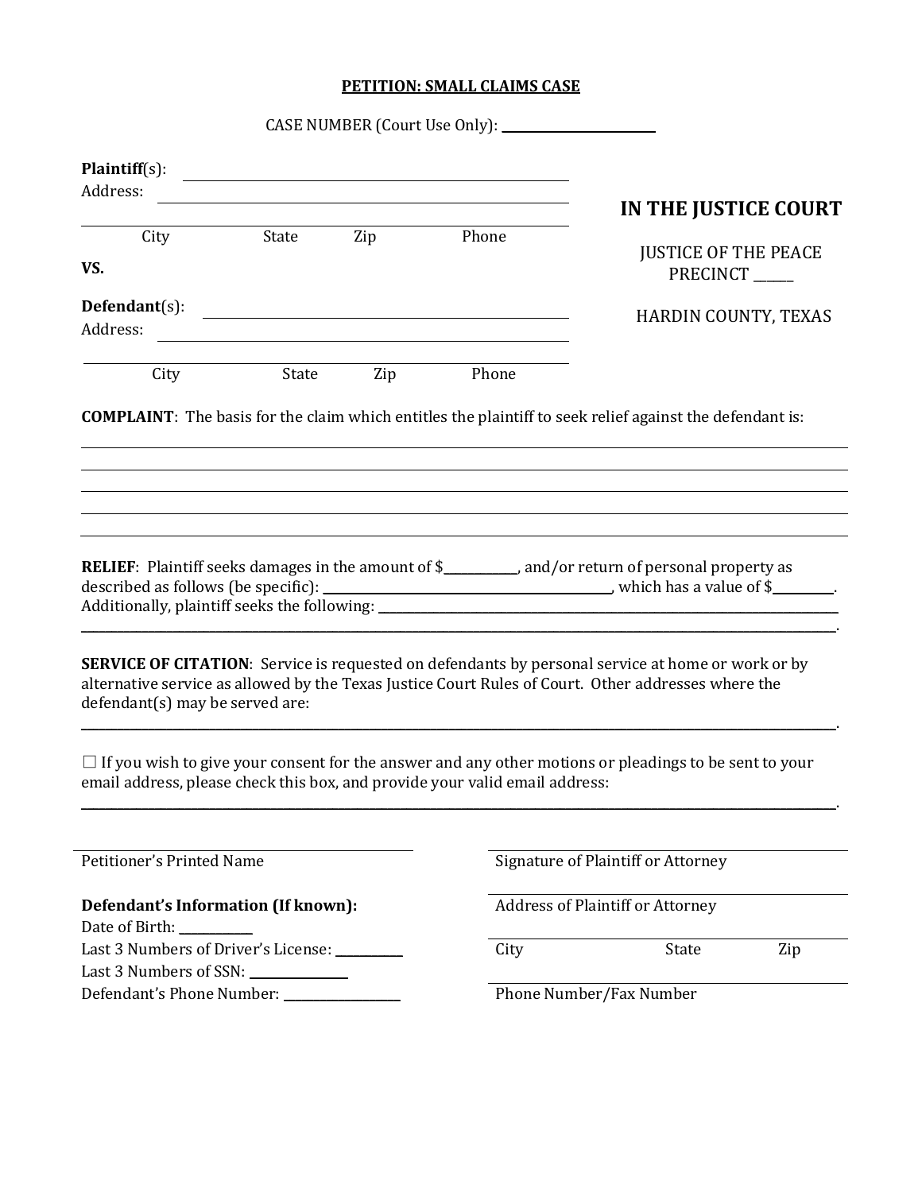**PETITION: SMALL CLAIMS CASE**

CASE NUMBER (Court Use Only): ____________________

**Plaintiff**(s): ________________________________________
Address: ________________________________________
________________________________________
City State Zip Phone

**VS.**

**Defendant**(s): ________________________________________
Address: ________________________________________
________________________________________
City State Zip Phone

## IN THE JUSTICE COURT

JUSTICE OF THE PEACE
PRECINCT _____

HARDIN COUNTY, TEXAS

**COMPLAINT**: The basis for the claim which entitles the plaintiff to seek relief against the defendant is:

________________________________________________________________________________
________________________________________________________________________________
________________________________________________________________________________
________________________________________________________________________________
________________________________________________________________________________

**RELIEF**: Plaintiff seeks damages in the amount of $__________, and/or return of personal property as described as follows (be specific): ________________________________________, which has a value of $________. Additionally, plaintiff seeks the following: ________________________________________________________________________________
________________________________________________________________________________.

**SERVICE OF CITATION**: Service is requested on defendants by personal service at home or work or by alternative service as allowed by the Texas Justice Court Rules of Court. Other addresses where the defendant(s) may be served are:
________________________________________________________________________________.

☐ If you wish to give your consent for the answer and any other motions or pleadings to be sent to your email address, please check this box, and provide your valid email address:
________________________________________________________________________________.

________________________________________
Petitioner's Printed Name

________________________________________
Signature of Plaintiff or Attorney

________________________________________
Address of Plaintiff or Attorney

________________________________________
City State Zip

________________________________________
Phone Number/Fax Number

**Defendant's Information (If known):**
Date of Birth: __________
Last 3 Numbers of Driver's License: __________
Last 3 Numbers of SSN: ______________
Defendant's Phone Number: ________________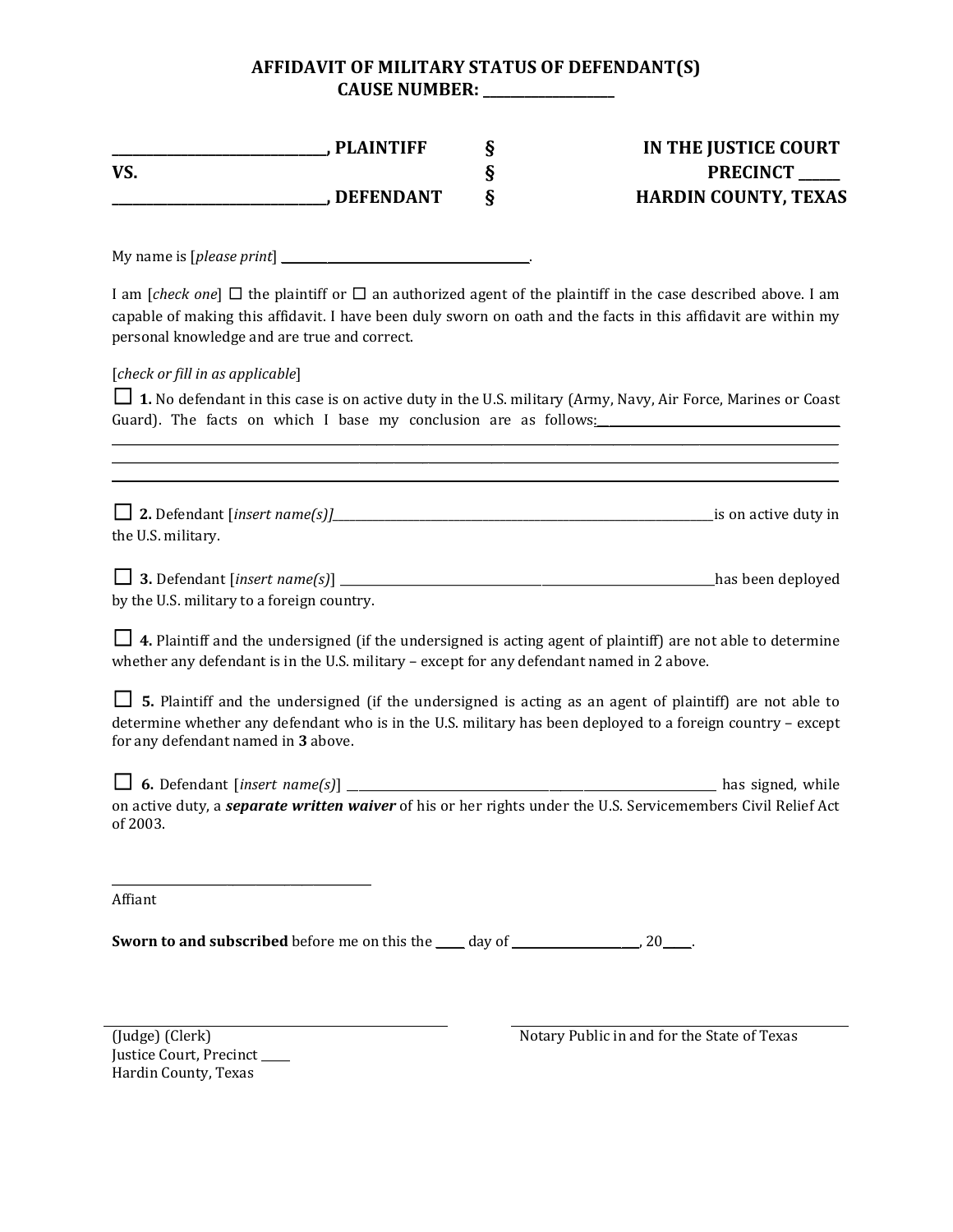# AFFIDAVIT OF MILITARY STATUS OF DEFENDANT(S)

**CAUSE NUMBER: ___________________**

| | | |
|---|---|---|
| **________________________________, PLAINTIFF** | **§** | **IN THE JUSTICE COURT** |
| **VS.** | **§** | **PRECINCT ______** |
| **________________________________, DEFENDANT** | **§** | **HARDIN COUNTY, TEXAS** |

My name is [*please print*] ________________________________________.

I am [*check one*] ☐ the plaintiff or ☐ an authorized agent of the plaintiff in the case described above. I am capable of making this affidavit. I have been duly sworn on oath and the facts in this affidavit are within my personal knowledge and are true and correct.

[*check or fill in as applicable*]

☐ **1.** No defendant in this case is on active duty in the U.S. military (Army, Navy, Air Force, Marines or Coast Guard). The facts on which I base my conclusion are as follows:________________________________________
____________________________________________________________________________________________________
____________________________________________________________________________________________________
____________________________________________________________________________________________________

☐ **2.** Defendant [*insert name(s)]*______________________________________________________________is on active duty in the U.S. military.

☐ **3.** Defendant [*insert name(s)*] ____________________________________________________________has been deployed by the U.S. military to a foreign country.

☐ **4.** Plaintiff and the undersigned (if the undersigned is acting agent of plaintiff) are not able to determine whether any defendant is in the U.S. military – except for any defendant named in 2 above.

☐ **5.** Plaintiff and the undersigned (if the undersigned is acting as an agent of plaintiff) are not able to determine whether any defendant who is in the U.S. military has been deployed to a foreign country – except for any defendant named in **3** above.

☐ **6.** Defendant [*insert name(s)*] ____________________________________________________________ has signed, while on active duty, a ***separate written waiver*** of his or her rights under the U.S. Servicemembers Civil Relief Act of 2003.

________________________________________
Affiant

**Sworn to and subscribed** before me on this the _____ day of ______________________, 20_____.

________________________________________
(Judge) (Clerk)
Justice Court, Precinct _____
Hardin County, Texas

________________________________________
Notary Public in and for the State of Texas